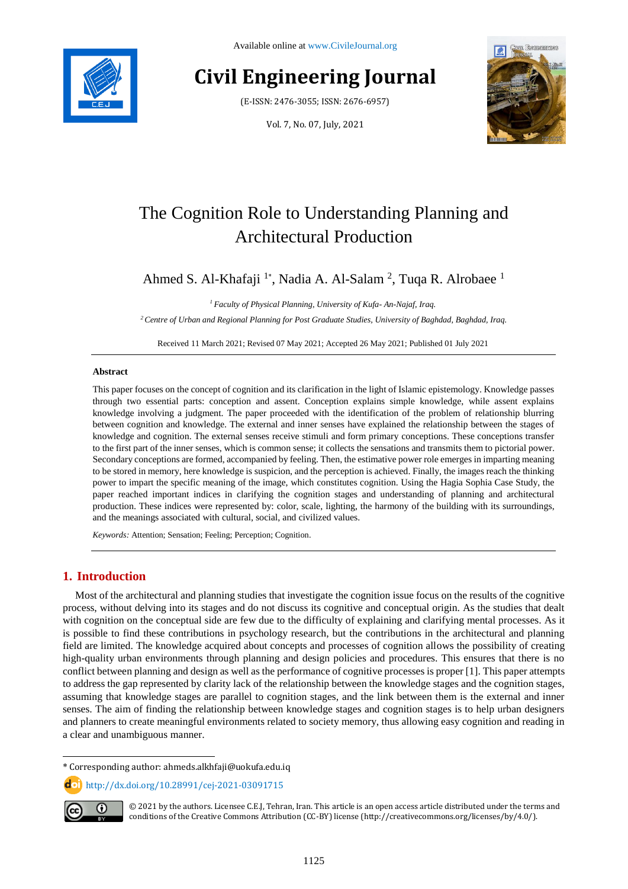Available online at www.CivileJournal.org

# Civil Engineering Journal

(E-ISSN: 2476-3055; ISSN: 2676-6957)

Vol. 7, No. 07, July, 2021

## The Cognition Role to Understanding Planning and Architectural Production

Ahmed S. Al-Khafaji [1*], Nadia A. Al-Salam [2], Tuqa R. Alrobaee [1]

[1] *Faculty of Physical Planning, University of Kufa- An-Najaf, Iraq.*

[2] *Centre of Urban and Regional Planning for Post Graduate Studies, University of Baghdad, Baghdad, Iraq.*

Received 11 March 2021; Revised 07 May 2021; Accepted 26 May 2021; Published 01 July 2021

### Abstract

This paper focuses on the concept of cognition and its clarification in the light of Islamic epistemology. Knowledge passes through two essential parts: conception and assent. Conception explains simple knowledge, while assent explains knowledge involving a judgment. The paper proceeded with the identification of the problem of relationship blurring between cognition and knowledge. The external and inner senses have explained the relationship between the stages of knowledge and cognition. The external senses receive stimuli and form primary conceptions. These conceptions transfer to the first part of the inner senses, which is common sense; it collects the sensations and transmits them to pictorial power. Secondary conceptions are formed, accompanied by feeling. Then, the estimative power role emerges in imparting meaning to be stored in memory, here knowledge is suspicion, and the perception is achieved. Finally, the images reach the thinking power to impart the specific meaning of the image, which constitutes cognition. Using the Hagia Sophia Case Study, the paper reached important indices in clarifying the cognition stages and understanding of planning and architectural production. These indices were represented by: color, scale, lighting, the harmony of the building with its surroundings, and the meanings associated with cultural, social, and civilized values.

*Keywords:* Attention; Sensation; Feeling; Perception; Cognition.

## 1. Introduction

Most of the architectural and planning studies that investigate the cognition issue focus on the results of the cognitive process, without delving into its stages and do not discuss its cognitive and conceptual origin. As the studies that dealt with cognition on the conceptual side are few due to the difficulty of explaining and clarifying mental processes. As it is possible to find these contributions in psychology research, but the contributions in the architectural and planning field are limited. The knowledge acquired about concepts and processes of cognition allows the possibility of creating high-quality urban environments through planning and design policies and procedures. This ensures that there is no conflict between planning and design as well as the performance of cognitive processes is proper [1]. This paper attempts to address the gap represented by clarity lack of the relationship between the knowledge stages and the cognition stages, assuming that knowledge stages are parallel to cognition stages, and the link between them is the external and inner senses. The aim of finding the relationship between knowledge stages and cognition stages is to help urban designers and planners to create meaningful environments related to society memory, thus allowing easy cognition and reading in a clear and unambiguous manner.

---

\* Corresponding author: ahmeds.alkhfaji@uokufa.edu.iq

http://dx.doi.org/10.28991/cej-2021-03091715

© 2021 by the authors. Licensee C.E.J, Tehran, Iran. This article is an open access article distributed under the terms and conditions of the Creative Commons Attribution (CC-BY) license (http://creativecommons.org/licenses/by/4.0/).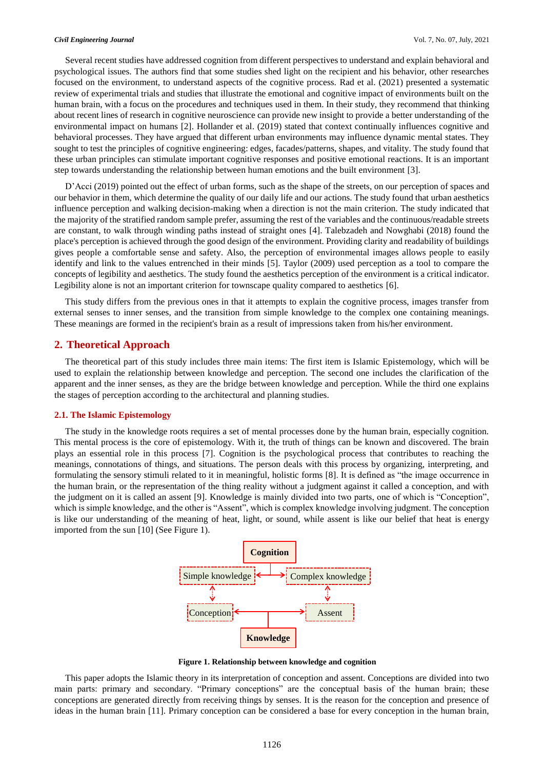Several recent studies have addressed cognition from different perspectives to understand and explain behavioral and psychological issues. The authors find that some studies shed light on the recipient and his behavior, other researches focused on the environment, to understand aspects of the cognitive process. Rad et al. (2021) presented a systematic review of experimental trials and studies that illustrate the emotional and cognitive impact of environments built on the human brain, with a focus on the procedures and techniques used in them. In their study, they recommend that thinking about recent lines of research in cognitive neuroscience can provide new insight to provide a better understanding of the environmental impact on humans [2]. Hollander et al. (2019) stated that context continually influences cognitive and behavioral processes. They have argued that different urban environments may influence dynamic mental states. They sought to test the principles of cognitive engineering: edges, facades/patterns, shapes, and vitality. The study found that these urban principles can stimulate important cognitive responses and positive emotional reactions. It is an important step towards understanding the relationship between human emotions and the built environment [3].

D'Acci (2019) pointed out the effect of urban forms, such as the shape of the streets, on our perception of spaces and our behavior in them, which determine the quality of our daily life and our actions. The study found that urban aesthetics influence perception and walking decision-making when a direction is not the main criterion. The study indicated that the majority of the stratified random sample prefer, assuming the rest of the variables and the continuous/readable streets are constant, to walk through winding paths instead of straight ones [4]. Talebzadeh and Nowghabi (2018) found the place's perception is achieved through the good design of the environment. Providing clarity and readability of buildings gives people a comfortable sense and safety. Also, the perception of environmental images allows people to easily identify and link to the values entrenched in their minds [5]. Taylor (2009) used perception as a tool to compare the concepts of legibility and aesthetics. The study found the aesthetics perception of the environment is a critical indicator. Legibility alone is not an important criterion for townscape quality compared to aesthetics [6].

This study differs from the previous ones in that it attempts to explain the cognitive process, images transfer from external senses to inner senses, and the transition from simple knowledge to the complex one containing meanings. These meanings are formed in the recipient's brain as a result of impressions taken from his/her environment.

## 2. Theoretical Approach

The theoretical part of this study includes three main items: The first item is Islamic Epistemology, which will be used to explain the relationship between knowledge and perception. The second one includes the clarification of the apparent and the inner senses, as they are the bridge between knowledge and perception. While the third one explains the stages of perception according to the architectural and planning studies.

### 2.1. The Islamic Epistemology

The study in the knowledge roots requires a set of mental processes done by the human brain, especially cognition. This mental process is the core of epistemology. With it, the truth of things can be known and discovered. The brain plays an essential role in this process [7]. Cognition is the psychological process that contributes to reaching the meanings, connotations of things, and situations. The person deals with this process by organizing, interpreting, and formulating the sensory stimuli related to it in meaningful, holistic forms [8]. It is defined as "the image occurrence in the human brain, or the representation of the thing reality without a judgment against it called a conception, and with the judgment on it is called an assent [9]. Knowledge is mainly divided into two parts, one of which is "Conception", which is simple knowledge, and the other is "Assent", which is complex knowledge involving judgment. The conception is like our understanding of the meaning of heat, light, or sound, while assent is like our belief that heat is energy imported from the sun [10] (See Figure 1).

Cognition

Simple knowledge | Complex knowledge

Conception | Assent

Knowledge

**Figure 1. Relationship between knowledge and cognition**

This paper adopts the Islamic theory in its interpretation of conception and assent. Conceptions are divided into two main parts: primary and secondary. "Primary conceptions" are the conceptual basis of the human brain; these conceptions are generated directly from receiving things by senses. It is the reason for the conception and presence of ideas in the human brain [11]. Primary conception can be considered a base for every conception in the human brain,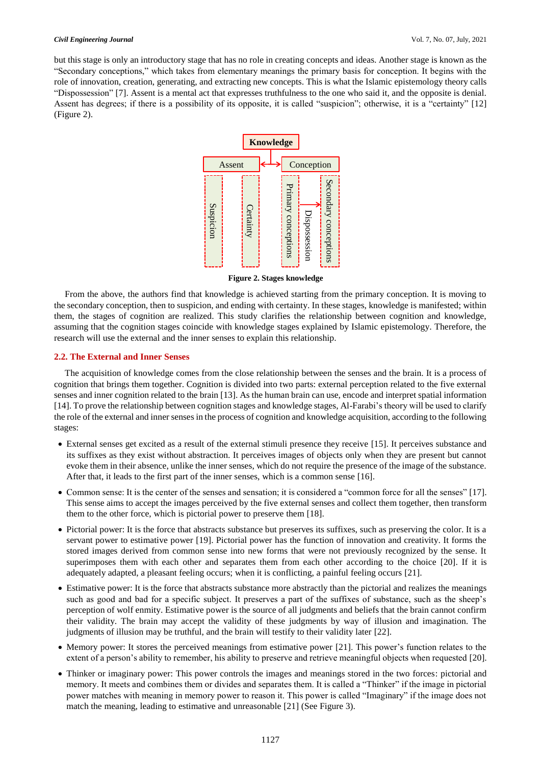but this stage is only an introductory stage that has no role in creating concepts and ideas. Another stage is known as the "Secondary conceptions," which takes from elementary meanings the primary basis for conception. It begins with the role of innovation, creation, generating, and extracting new concepts. This is what the Islamic epistemology theory calls "Dispossession" [7]. Assent is a mental act that expresses truthfulness to the one who said it, and the opposite is denial. Assent has degrees; if there is a possibility of its opposite, it is called "suspicion"; otherwise, it is a "certainty" [12] (Figure 2).

Knowledge

Assent — Conception

Suspicion | Certainty | Primary conceptions → Dispossession → Secondary conceptions

**Figure 2. Stages knowledge**

From the above, the authors find that knowledge is achieved starting from the primary conception. It is moving to the secondary conception, then to suspicion, and ending with certainty. In these stages, knowledge is manifested; within them, the stages of cognition are realized. This study clarifies the relationship between cognition and knowledge, assuming that the cognition stages coincide with knowledge stages explained by Islamic epistemology. Therefore, the research will use the external and the inner senses to explain this relationship.

## 2.2. The External and Inner Senses

The acquisition of knowledge comes from the close relationship between the senses and the brain. It is a process of cognition that brings them together. Cognition is divided into two parts: external perception related to the five external senses and inner cognition related to the brain [13]. As the human brain can use, encode and interpret spatial information [14]. To prove the relationship between cognition stages and knowledge stages, Al-Farabi's theory will be used to clarify the role of the external and inner senses in the process of cognition and knowledge acquisition, according to the following stages:

- External senses get excited as a result of the external stimuli presence they receive [15]. It perceives substance and its suffixes as they exist without abstraction. It perceives images of objects only when they are present but cannot evoke them in their absence, unlike the inner senses, which do not require the presence of the image of the substance. After that, it leads to the first part of the inner senses, which is a common sense [16].
- Common sense: It is the center of the senses and sensation; it is considered a "common force for all the senses" [17]. This sense aims to accept the images perceived by the five external senses and collect them together, then transform them to the other force, which is pictorial power to preserve them [18].
- Pictorial power: It is the force that abstracts substance but preserves its suffixes, such as preserving the color. It is a servant power to estimative power [19]. Pictorial power has the function of innovation and creativity. It forms the stored images derived from common sense into new forms that were not previously recognized by the sense. It superimposes them with each other and separates them from each other according to the choice [20]. If it is adequately adapted, a pleasant feeling occurs; when it is conflicting, a painful feeling occurs [21].
- Estimative power: It is the force that abstracts substance more abstractly than the pictorial and realizes the meanings such as good and bad for a specific subject. It preserves a part of the suffixes of substance, such as the sheep's perception of wolf enmity. Estimative power is the source of all judgments and beliefs that the brain cannot confirm their validity. The brain may accept the validity of these judgments by way of illusion and imagination. The judgments of illusion may be truthful, and the brain will testify to their validity later [22].
- Memory power: It stores the perceived meanings from estimative power [21]. This power's function relates to the extent of a person's ability to remember, his ability to preserve and retrieve meaningful objects when requested [20].
- Thinker or imaginary power: This power controls the images and meanings stored in the two forces: pictorial and memory. It meets and combines them or divides and separates them. It is called a "Thinker" if the image in pictorial power matches with meaning in memory power to reason it. This power is called "Imaginary" if the image does not match the meaning, leading to estimative and unreasonable [21] (See Figure 3).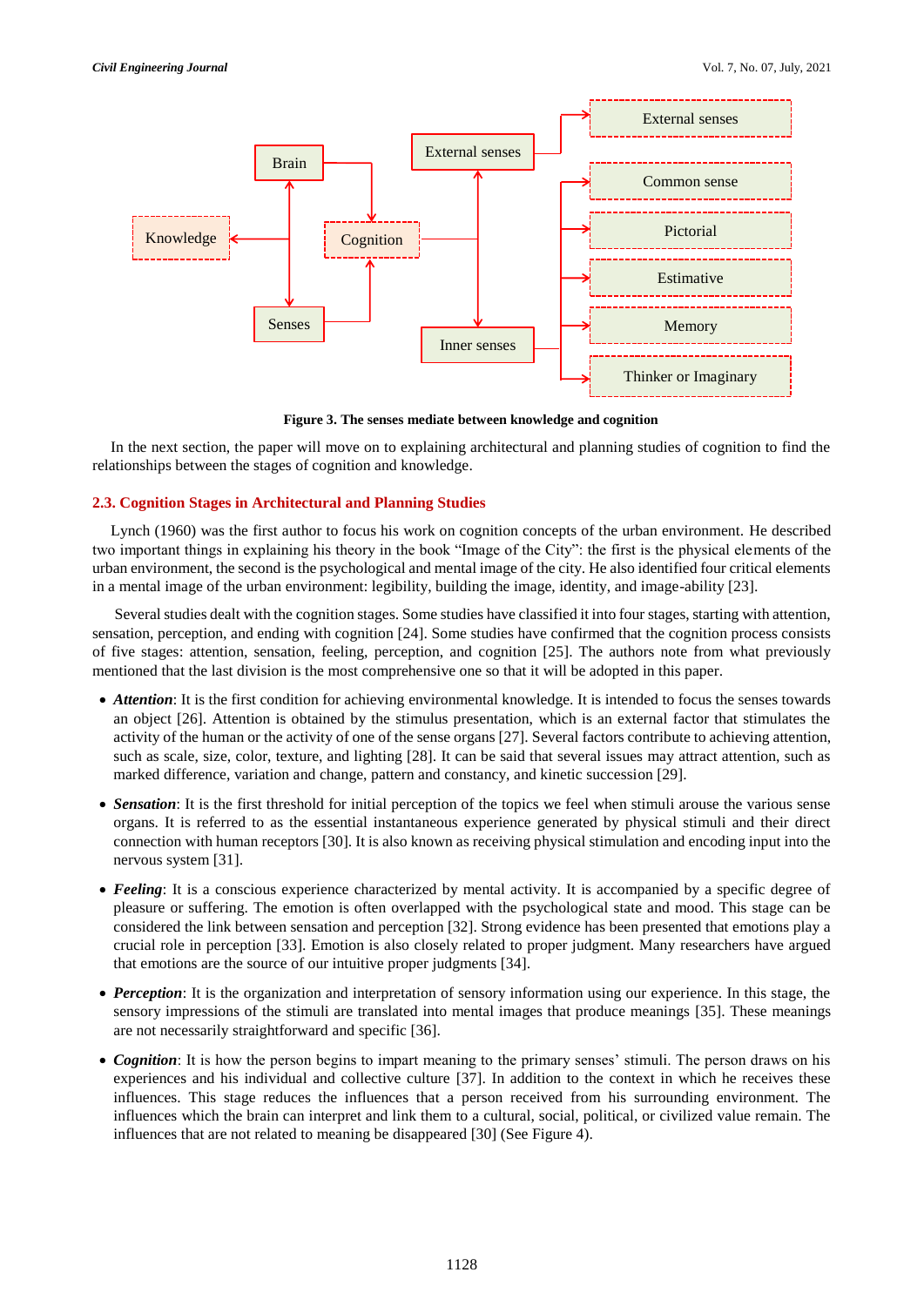**Figure 3. The senses mediate between knowledge and cognition**

In the next section, the paper will move on to explaining architectural and planning studies of cognition to find the relationships between the stages of cognition and knowledge.

### 2.3. Cognition Stages in Architectural and Planning Studies

Lynch (1960) was the first author to focus his work on cognition concepts of the urban environment. He described two important things in explaining his theory in the book "Image of the City": the first is the physical elements of the urban environment, the second is the psychological and mental image of the city. He also identified four critical elements in a mental image of the urban environment: legibility, building the image, identity, and image-ability [23].

Several studies dealt with the cognition stages. Some studies have classified it into four stages, starting with attention, sensation, perception, and ending with cognition [24]. Some studies have confirmed that the cognition process consists of five stages: attention, sensation, feeling, perception, and cognition [25]. The authors note from what previously mentioned that the last division is the most comprehensive one so that it will be adopted in this paper.

- ***Attention***: It is the first condition for achieving environmental knowledge. It is intended to focus the senses towards an object [26]. Attention is obtained by the stimulus presentation, which is an external factor that stimulates the activity of the human or the activity of one of the sense organs [27]. Several factors contribute to achieving attention, such as scale, size, color, texture, and lighting [28]. It can be said that several issues may attract attention, such as marked difference, variation and change, pattern and constancy, and kinetic succession [29].

- ***Sensation***: It is the first threshold for initial perception of the topics we feel when stimuli arouse the various sense organs. It is referred to as the essential instantaneous experience generated by physical stimuli and their direct connection with human receptors [30]. It is also known as receiving physical stimulation and encoding input into the nervous system [31].

- ***Feeling***: It is a conscious experience characterized by mental activity. It is accompanied by a specific degree of pleasure or suffering. The emotion is often overlapped with the psychological state and mood. This stage can be considered the link between sensation and perception [32]. Strong evidence has been presented that emotions play a crucial role in perception [33]. Emotion is also closely related to proper judgment. Many researchers have argued that emotions are the source of our intuitive proper judgments [34].

- ***Perception***: It is the organization and interpretation of sensory information using our experience. In this stage, the sensory impressions of the stimuli are translated into mental images that produce meanings [35]. These meanings are not necessarily straightforward and specific [36].

- ***Cognition***: It is how the person begins to impart meaning to the primary senses' stimuli. The person draws on his experiences and his individual and collective culture [37]. In addition to the context in which he receives these influences. This stage reduces the influences that a person received from his surrounding environment. The influences which the brain can interpret and link them to a cultural, social, political, or civilized value remain. The influences that are not related to meaning be disappeared [30] (See Figure 4).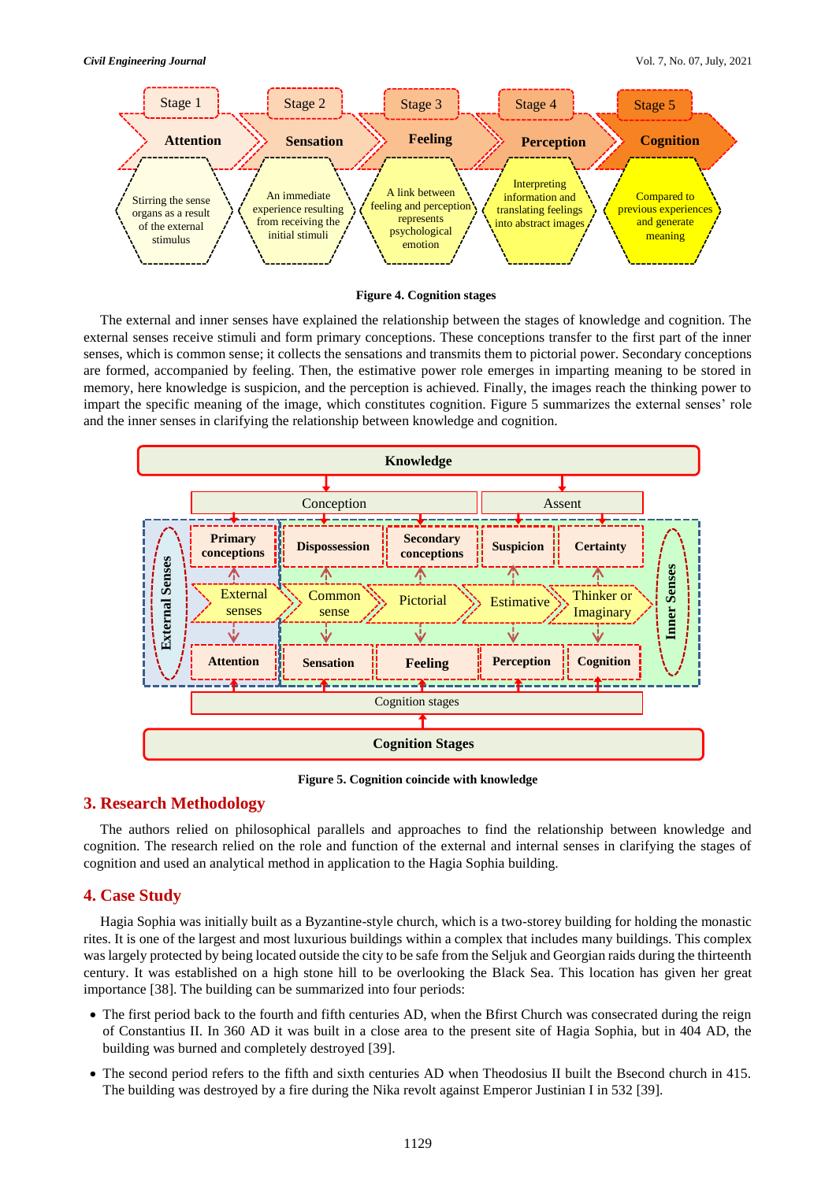Figure 4. Cognition stages

The external and inner senses have explained the relationship between the stages of knowledge and cognition. The external senses receive stimuli and form primary conceptions. These conceptions transfer to the first part of the inner senses, which is common sense; it collects the sensations and transmits them to pictorial power. Secondary conceptions are formed, accompanied by feeling. Then, the estimative power role emerges in imparting meaning to be stored in memory, here knowledge is suspicion, and the perception is achieved. Finally, the images reach the thinking power to impart the specific meaning of the image, which constitutes cognition. Figure 5 summarizes the external senses' role and the inner senses in clarifying the relationship between knowledge and cognition.

Figure 5. Cognition coincide with knowledge

## 3. Research Methodology

The authors relied on philosophical parallels and approaches to find the relationship between knowledge and cognition. The research relied on the role and function of the external and internal senses in clarifying the stages of cognition and used an analytical method in application to the Hagia Sophia building.

## 4. Case Study

Hagia Sophia was initially built as a Byzantine-style church, which is a two-storey building for holding the monastic rites. It is one of the largest and most luxurious buildings within a complex that includes many buildings. This complex was largely protected by being located outside the city to be safe from the Seljuk and Georgian raids during the thirteenth century. It was established on a high stone hill to be overlooking the Black Sea. This location has given her great importance [38]. The building can be summarized into four periods:

- The first period back to the fourth and fifth centuries AD, when the Bfirst Church was consecrated during the reign of Constantius II. In 360 AD it was built in a close area to the present site of Hagia Sophia, but in 404 AD, the building was burned and completely destroyed [39].
- The second period refers to the fifth and sixth centuries AD when Theodosius II built the Bsecond church in 415. The building was destroyed by a fire during the Nika revolt against Emperor Justinian I in 532 [39].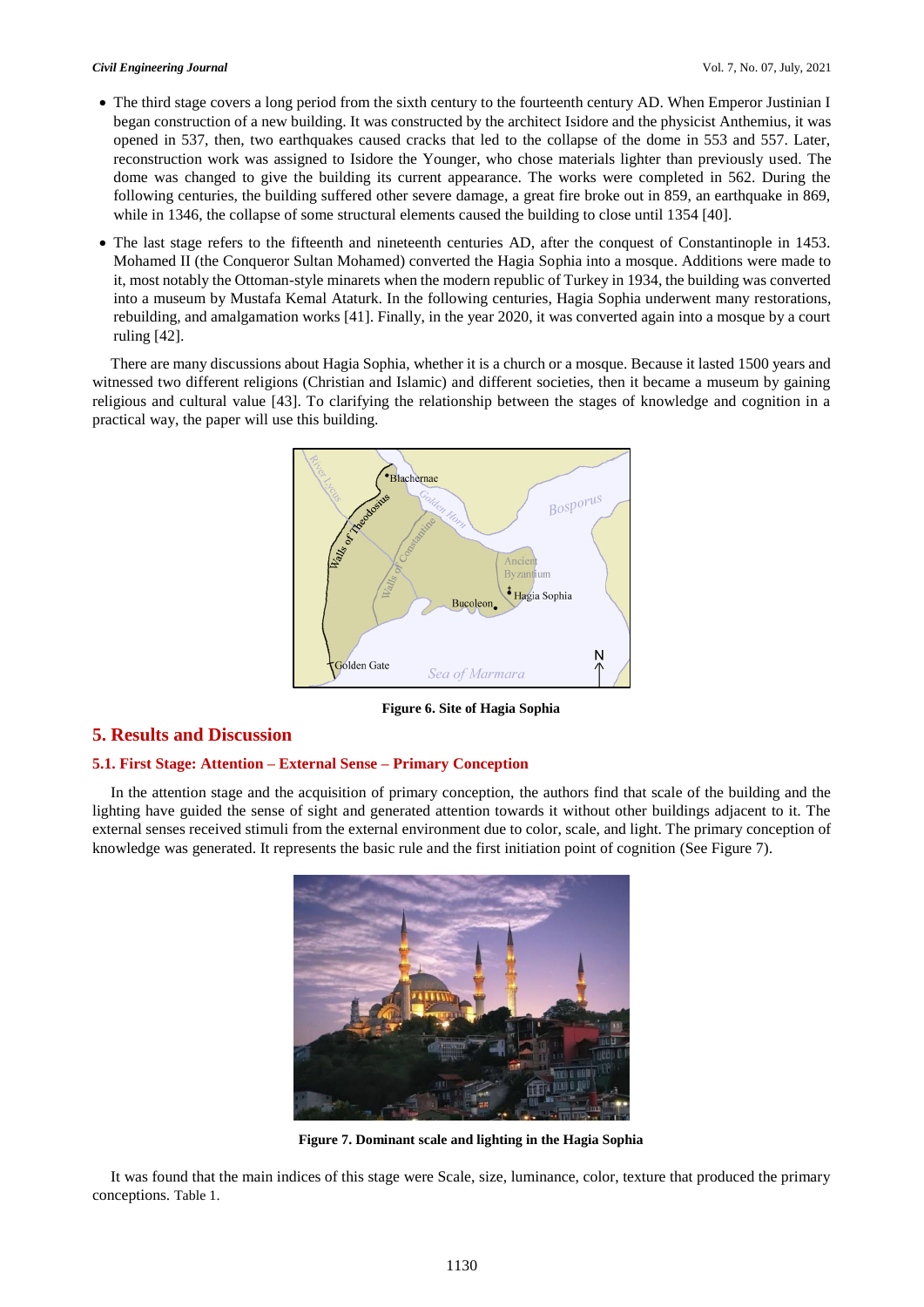- The third stage covers a long period from the sixth century to the fourteenth century AD. When Emperor Justinian I began construction of a new building. It was constructed by the architect Isidore and the physicist Anthemius, it was opened in 537, then, two earthquakes caused cracks that led to the collapse of the dome in 553 and 557. Later, reconstruction work was assigned to Isidore the Younger, who chose materials lighter than previously used. The dome was changed to give the building its current appearance. The works were completed in 562. During the following centuries, the building suffered other severe damage, a great fire broke out in 859, an earthquake in 869, while in 1346, the collapse of some structural elements caused the building to close until 1354 [40].
- The last stage refers to the fifteenth and nineteenth centuries AD, after the conquest of Constantinople in 1453. Mohamed II (the Conqueror Sultan Mohamed) converted the Hagia Sophia into a mosque. Additions were made to it, most notably the Ottoman-style minarets when the modern republic of Turkey in 1934, the building was converted into a museum by Mustafa Kemal Ataturk. In the following centuries, Hagia Sophia underwent many restorations, rebuilding, and amalgamation works [41]. Finally, in the year 2020, it was converted again into a mosque by a court ruling [42].

There are many discussions about Hagia Sophia, whether it is a church or a mosque. Because it lasted 1500 years and witnessed two different religions (Christian and Islamic) and different societies, then it became a museum by gaining religious and cultural value [43]. To clarifying the relationship between the stages of knowledge and cognition in a practical way, the paper will use this building.

**Figure 6. Site of Hagia Sophia**

## 5. Results and Discussion

### 5.1. First Stage: Attention – External Sense – Primary Conception

In the attention stage and the acquisition of primary conception, the authors find that scale of the building and the lighting have guided the sense of sight and generated attention towards it without other buildings adjacent to it. The external senses received stimuli from the external environment due to color, scale, and light. The primary conception of knowledge was generated. It represents the basic rule and the first initiation point of cognition (See Figure 7).

**Figure 7. Dominant scale and lighting in the Hagia Sophia**

It was found that the main indices of this stage were Scale, size, luminance, color, texture that produced the primary conceptions. Table 1.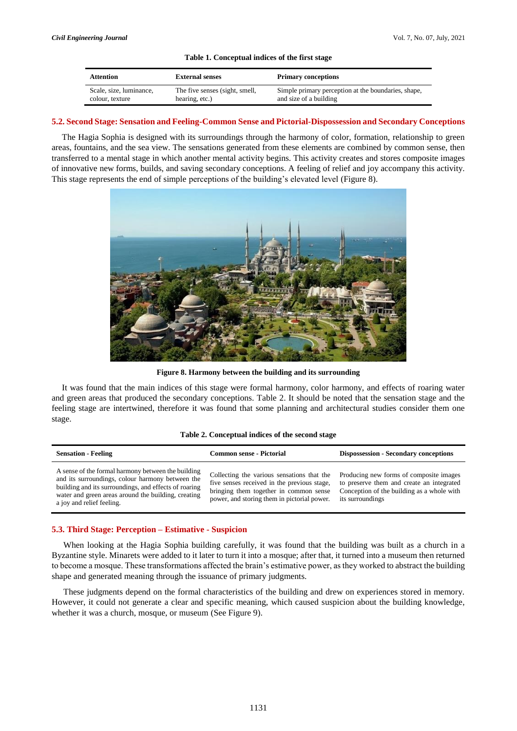**Table 1. Conceptual indices of the first stage**

| Attention | External senses | Primary conceptions |
|---|---|---|
| Scale, size, luminance, colour, texture | The five senses (sight, smell, hearing, etc.) | Simple primary perception at the boundaries, shape, and size of a building |

### 5.2. Second Stage: Sensation and Feeling-Common Sense and Pictorial-Dispossession and Secondary Conceptions

The Hagia Sophia is designed with its surroundings through the harmony of color, formation, relationship to green areas, fountains, and the sea view. The sensations generated from these elements are combined by common sense, then transferred to a mental stage in which another mental activity begins. This activity creates and stores composite images of innovative new forms, builds, and saving secondary conceptions. A feeling of relief and joy accompany this activity. This stage represents the end of simple perceptions of the building's elevated level (Figure 8).

**Figure 8. Harmony between the building and its surrounding**

It was found that the main indices of this stage were formal harmony, color harmony, and effects of roaring water and green areas that produced the secondary conceptions. Table 2. It should be noted that the sensation stage and the feeling stage are intertwined, therefore it was found that some planning and architectural studies consider them one stage.

**Table 2. Conceptual indices of the second stage**

| Sensation - Feeling | Common sense - Pictorial | Dispossession - Secondary conceptions |
|---|---|---|
| A sense of the formal harmony between the building and its surroundings, colour harmony between the building and its surroundings, and effects of roaring water and green areas around the building, creating a joy and relief feeling. | Collecting the various sensations that the five senses received in the previous stage, bringing them together in common sense power, and storing them in pictorial power. | Producing new forms of composite images to preserve them and create an integrated Conception of the building as a whole with its surroundings |

### 5.3. Third Stage: Perception – Estimative - Suspicion

When looking at the Hagia Sophia building carefully, it was found that the building was built as a church in a Byzantine style. Minarets were added to it later to turn it into a mosque; after that, it turned into a museum then returned to become a mosque. These transformations affected the brain's estimative power, as they worked to abstract the building shape and generated meaning through the issuance of primary judgments.

These judgments depend on the formal characteristics of the building and drew on experiences stored in memory. However, it could not generate a clear and specific meaning, which caused suspicion about the building knowledge, whether it was a church, mosque, or museum (See Figure 9).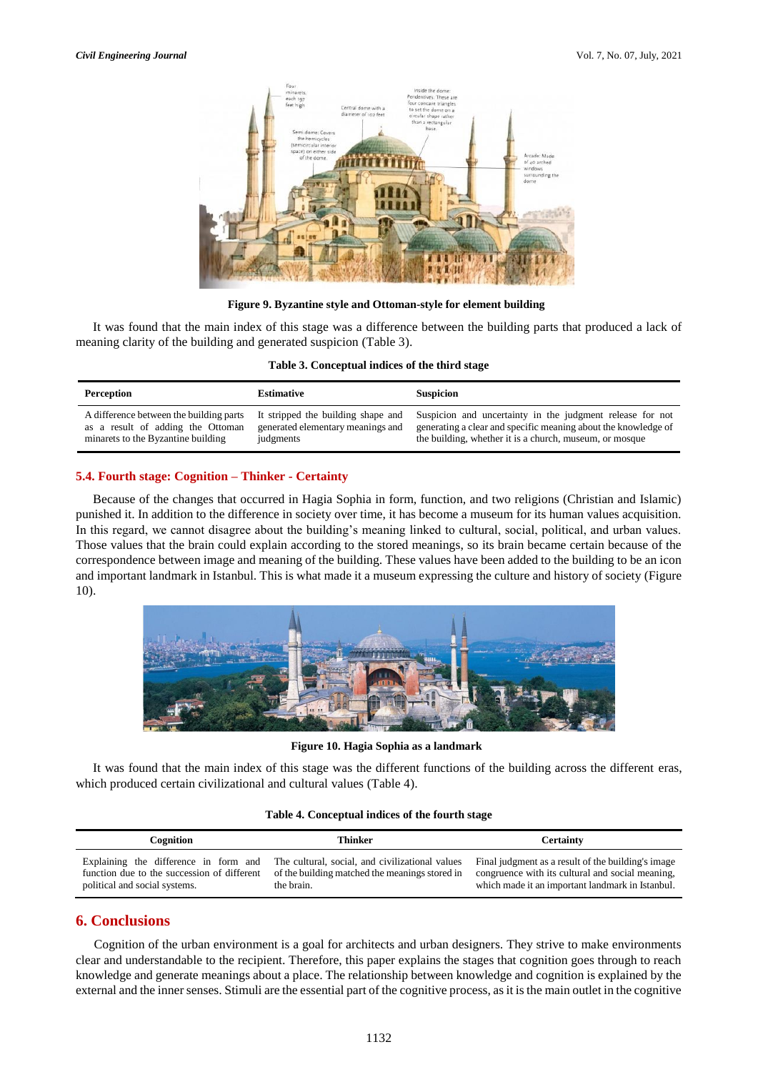Figure 9. Byzantine style and Ottoman-style for element building

It was found that the main index of this stage was a difference between the building parts that produced a lack of meaning clarity of the building and generated suspicion (Table 3).

**Table 3. Conceptual indices of the third stage**

| Perception | Estimative | Suspicion |
|---|---|---|
| A difference between the building parts as a result of adding the Ottoman minarets to the Byzantine building | It stripped the building shape and generated elementary meanings and judgments | Suspicion and uncertainty in the judgment release for not generating a clear and specific meaning about the knowledge of the building, whether it is a church, museum, or mosque |

### 5.4. Fourth stage: Cognition – Thinker - Certainty

Because of the changes that occurred in Hagia Sophia in form, function, and two religions (Christian and Islamic) punished it. In addition to the difference in society over time, it has become a museum for its human values acquisition. In this regard, we cannot disagree about the building's meaning linked to cultural, social, political, and urban values. Those values that the brain could explain according to the stored meanings, so its brain became certain because of the correspondence between image and meaning of the building. These values have been added to the building to be an icon and important landmark in Istanbul. This is what made it a museum expressing the culture and history of society (Figure 10).

Figure 10. Hagia Sophia as a landmark

It was found that the main index of this stage was the different functions of the building across the different eras, which produced certain civilizational and cultural values (Table 4).

**Table 4. Conceptual indices of the fourth stage**

| Cognition | Thinker | Certainty |
|---|---|---|
| Explaining the difference in form and function due to the succession of different political and social systems. | The cultural, social, and civilizational values of the building matched the meanings stored in the brain. | Final judgment as a result of the building's image congruence with its cultural and social meaning, which made it an important landmark in Istanbul. |

## 6. Conclusions

Cognition of the urban environment is a goal for architects and urban designers. They strive to make environments clear and understandable to the recipient. Therefore, this paper explains the stages that cognition goes through to reach knowledge and generate meanings about a place. The relationship between knowledge and cognition is explained by the external and the inner senses. Stimuli are the essential part of the cognitive process, as it is the main outlet in the cognitive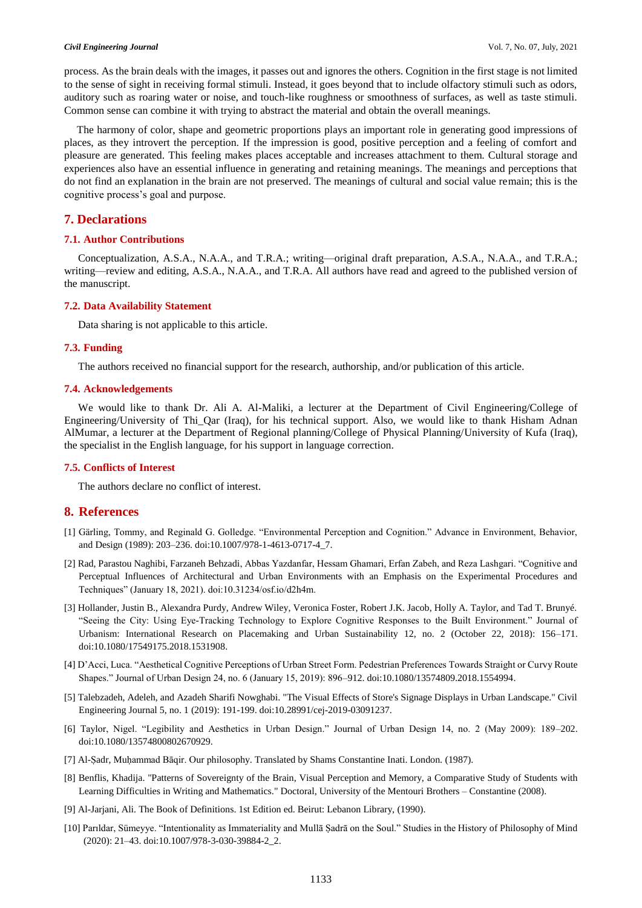process. As the brain deals with the images, it passes out and ignores the others. Cognition in the first stage is not limited to the sense of sight in receiving formal stimuli. Instead, it goes beyond that to include olfactory stimuli such as odors, auditory such as roaring water or noise, and touch-like roughness or smoothness of surfaces, as well as taste stimuli. Common sense can combine it with trying to abstract the material and obtain the overall meanings.

The harmony of color, shape and geometric proportions plays an important role in generating good impressions of places, as they introvert the perception. If the impression is good, positive perception and a feeling of comfort and pleasure are generated. This feeling makes places acceptable and increases attachment to them. Cultural storage and experiences also have an essential influence in generating and retaining meanings. The meanings and perceptions that do not find an explanation in the brain are not preserved. The meanings of cultural and social value remain; this is the cognitive process's goal and purpose.

## 7. Declarations

### 7.1. Author Contributions

Conceptualization, A.S.A., N.A.A., and T.R.A.; writing—original draft preparation, A.S.A., N.A.A., and T.R.A.; writing—review and editing, A.S.A., N.A.A., and T.R.A. All authors have read and agreed to the published version of the manuscript.

### 7.2. Data Availability Statement

Data sharing is not applicable to this article.

### 7.3. Funding

The authors received no financial support for the research, authorship, and/or publication of this article.

### 7.4. Acknowledgements

We would like to thank Dr. Ali A. Al-Maliki, a lecturer at the Department of Civil Engineering/College of Engineering/University of Thi_Qar (Iraq), for his technical support. Also, we would like to thank Hisham Adnan AlMumar, a lecturer at the Department of Regional planning/College of Physical Planning/University of Kufa (Iraq), the specialist in the English language, for his support in language correction.

### 7.5. Conflicts of Interest

The authors declare no conflict of interest.

## 8. References

[1] Gärling, Tommy, and Reginald G. Golledge. "Environmental Perception and Cognition." Advance in Environment, Behavior, and Design (1989): 203–236. doi:10.1007/978-1-4613-0717-4_7.

[2] Rad, Parastou Naghibi, Farzaneh Behzadi, Abbas Yazdanfar, Hessam Ghamari, Erfan Zabeh, and Reza Lashgari. "Cognitive and Perceptual Influences of Architectural and Urban Environments with an Emphasis on the Experimental Procedures and Techniques" (January 18, 2021). doi:10.31234/osf.io/d2h4m.

[3] Hollander, Justin B., Alexandra Purdy, Andrew Wiley, Veronica Foster, Robert J.K. Jacob, Holly A. Taylor, and Tad T. Brunyé. "Seeing the City: Using Eye-Tracking Technology to Explore Cognitive Responses to the Built Environment." Journal of Urbanism: International Research on Placemaking and Urban Sustainability 12, no. 2 (October 22, 2018): 156–171. doi:10.1080/17549175.2018.1531908.

[4] D'Acci, Luca. "Aesthetical Cognitive Perceptions of Urban Street Form. Pedestrian Preferences Towards Straight or Curvy Route Shapes." Journal of Urban Design 24, no. 6 (January 15, 2019): 896–912. doi:10.1080/13574809.2018.1554994.

[5] Talebzadeh, Adeleh, and Azadeh Sharifi Nowghabi. "The Visual Effects of Store's Signage Displays in Urban Landscape." Civil Engineering Journal 5, no. 1 (2019): 191-199. doi:10.28991/cej-2019-03091237.

[6] Taylor, Nigel. "Legibility and Aesthetics in Urban Design." Journal of Urban Design 14, no. 2 (May 2009): 189–202. doi:10.1080/13574800802670929.

[7] Al-Ṣadr, Muḥammad Bāqir. Our philosophy. Translated by Shams Constantine Inati. London. (1987).

[8] Benflis, Khadija. "Patterns of Sovereignty of the Brain, Visual Perception and Memory, a Comparative Study of Students with Learning Difficulties in Writing and Mathematics." Doctoral, University of the Mentouri Brothers – Constantine (2008).

[9] Al-Jarjani, Ali. The Book of Definitions. 1st Edition ed. Beirut: Lebanon Library, (1990).

[10] Parıldar, Sümeyye. "Intentionality as Immateriality and Mullā Ṣadrā on the Soul." Studies in the History of Philosophy of Mind (2020): 21–43. doi:10.1007/978-3-030-39884-2_2.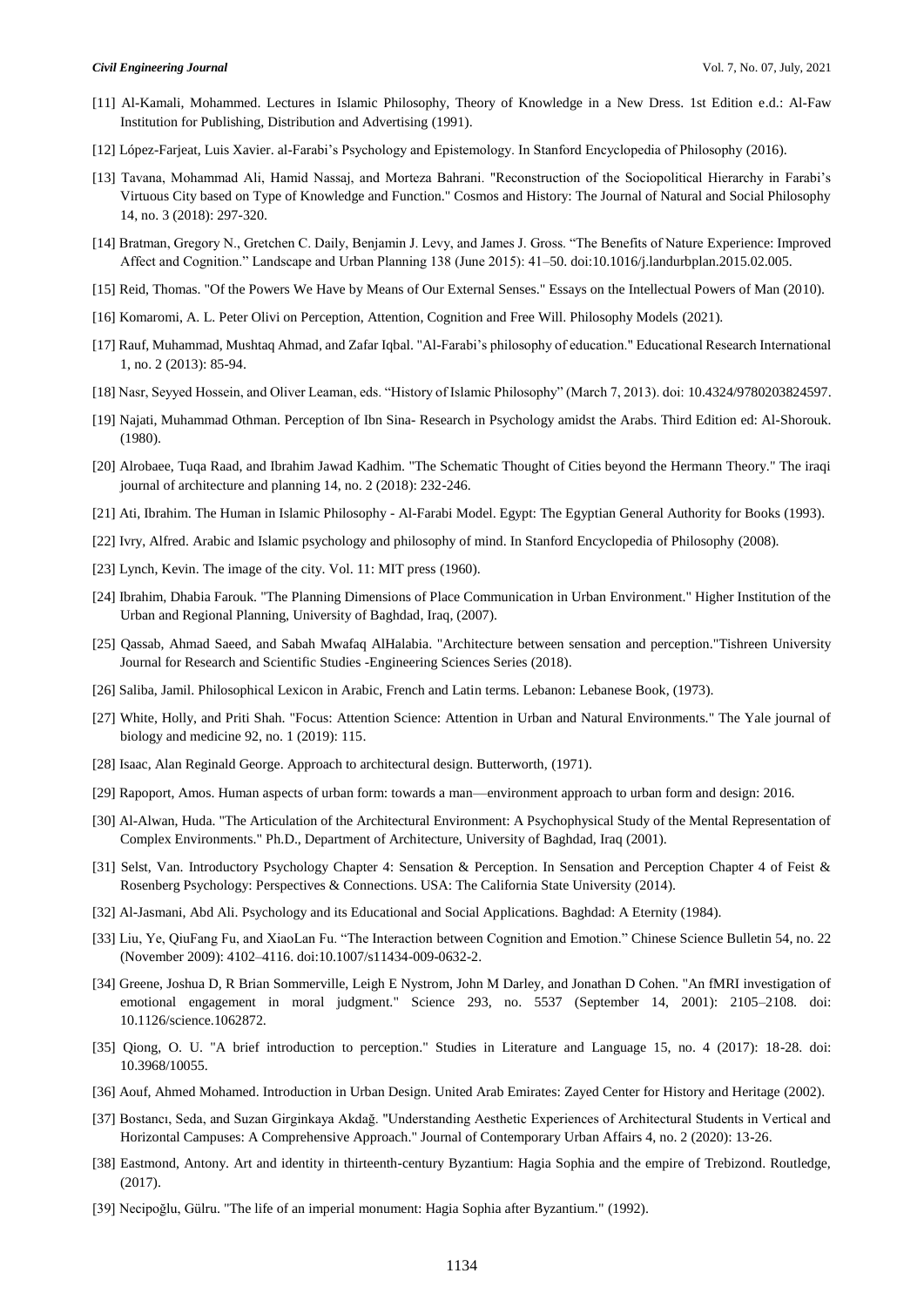[11] Al-Kamali, Mohammed. Lectures in Islamic Philosophy, Theory of Knowledge in a New Dress. 1st Edition e.d.: Al-Faw Institution for Publishing, Distribution and Advertising (1991).

[12] López-Farjeat, Luis Xavier. al-Farabi's Psychology and Epistemology. In Stanford Encyclopedia of Philosophy (2016).

[13] Tavana, Mohammad Ali, Hamid Nassaj, and Morteza Bahrani. "Reconstruction of the Sociopolitical Hierarchy in Farabi's Virtuous City based on Type of Knowledge and Function." Cosmos and History: The Journal of Natural and Social Philosophy 14, no. 3 (2018): 297-320.

[14] Bratman, Gregory N., Gretchen C. Daily, Benjamin J. Levy, and James J. Gross. "The Benefits of Nature Experience: Improved Affect and Cognition." Landscape and Urban Planning 138 (June 2015): 41–50. doi:10.1016/j.landurbplan.2015.02.005.

[15] Reid, Thomas. "Of the Powers We Have by Means of Our External Senses." Essays on the Intellectual Powers of Man (2010).

[16] Komaromi, A. L. Peter Olivi on Perception, Attention, Cognition and Free Will. Philosophy Models (2021).

[17] Rauf, Muhammad, Mushtaq Ahmad, and Zafar Iqbal. "Al-Farabi's philosophy of education." Educational Research International 1, no. 2 (2013): 85-94.

[18] Nasr, Seyyed Hossein, and Oliver Leaman, eds. "History of Islamic Philosophy" (March 7, 2013). doi: 10.4324/9780203824597.

[19] Najati, Muhammad Othman. Perception of Ibn Sina- Research in Psychology amidst the Arabs. Third Edition ed: Al-Shorouk. (1980).

[20] Alrobaee, Tuqa Raad, and Ibrahim Jawad Kadhim. "The Schematic Thought of Cities beyond the Hermann Theory." The iraqi journal of architecture and planning 14, no. 2 (2018): 232-246.

[21] Ati, Ibrahim. The Human in Islamic Philosophy - Al-Farabi Model. Egypt: The Egyptian General Authority for Books (1993).

[22] Ivry, Alfred. Arabic and Islamic psychology and philosophy of mind. In Stanford Encyclopedia of Philosophy (2008).

[23] Lynch, Kevin. The image of the city. Vol. 11: MIT press (1960).

[24] Ibrahim, Dhabia Farouk. "The Planning Dimensions of Place Communication in Urban Environment." Higher Institution of the Urban and Regional Planning, University of Baghdad, Iraq, (2007).

[25] Qassab, Ahmad Saeed, and Sabah Mwafaq AlHalabia. "Architecture between sensation and perception."Tishreen University Journal for Research and Scientific Studies -Engineering Sciences Series (2018).

[26] Saliba, Jamil. Philosophical Lexicon in Arabic, French and Latin terms. Lebanon: Lebanese Book, (1973).

[27] White, Holly, and Priti Shah. "Focus: Attention Science: Attention in Urban and Natural Environments." The Yale journal of biology and medicine 92, no. 1 (2019): 115.

[28] Isaac, Alan Reginald George. Approach to architectural design. Butterworth, (1971).

[29] Rapoport, Amos. Human aspects of urban form: towards a man—environment approach to urban form and design: 2016.

[30] Al-Alwan, Huda. "The Articulation of the Architectural Environment: A Psychophysical Study of the Mental Representation of Complex Environments." Ph.D., Department of Architecture, University of Baghdad, Iraq (2001).

[31] Selst, Van. Introductory Psychology Chapter 4: Sensation & Perception. In Sensation and Perception Chapter 4 of Feist & Rosenberg Psychology: Perspectives & Connections. USA: The California State University (2014).

[32] Al-Jasmani, Abd Ali. Psychology and its Educational and Social Applications. Baghdad: A Eternity (1984).

[33] Liu, Ye, QiuFang Fu, and XiaoLan Fu. "The Interaction between Cognition and Emotion." Chinese Science Bulletin 54, no. 22 (November 2009): 4102–4116. doi:10.1007/s11434-009-0632-2.

[34] Greene, Joshua D, R Brian Sommerville, Leigh E Nystrom, John M Darley, and Jonathan D Cohen. "An fMRI investigation of emotional engagement in moral judgment." Science 293, no. 5537 (September 14, 2001): 2105–2108. doi: 10.1126/science.1062872.

[35] Qiong, O. U. "A brief introduction to perception." Studies in Literature and Language 15, no. 4 (2017): 18-28. doi: 10.3968/10055.

[36] Aouf, Ahmed Mohamed. Introduction in Urban Design. United Arab Emirates: Zayed Center for History and Heritage (2002).

[37] Bostancı, Seda, and Suzan Girginkaya Akdağ. "Understanding Aesthetic Experiences of Architectural Students in Vertical and Horizontal Campuses: A Comprehensive Approach." Journal of Contemporary Urban Affairs 4, no. 2 (2020): 13-26.

[38] Eastmond, Antony. Art and identity in thirteenth-century Byzantium: Hagia Sophia and the empire of Trebizond. Routledge, (2017).

[39] Necipoğlu, Gülru. "The life of an imperial monument: Hagia Sophia after Byzantium." (1992).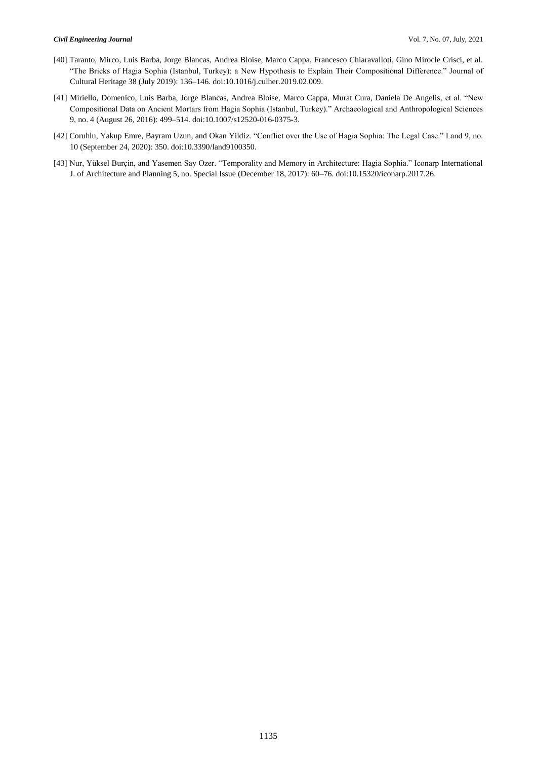[40] Taranto, Mirco, Luis Barba, Jorge Blancas, Andrea Bloise, Marco Cappa, Francesco Chiaravalloti, Gino Mirocle Crisci, et al. "The Bricks of Hagia Sophia (Istanbul, Turkey): a New Hypothesis to Explain Their Compositional Difference." Journal of Cultural Heritage 38 (July 2019): 136–146. doi:10.1016/j.culher.2019.02.009.

[41] Miriello, Domenico, Luis Barba, Jorge Blancas, Andrea Bloise, Marco Cappa, Murat Cura, Daniela De Angelis, et al. "New Compositional Data on Ancient Mortars from Hagia Sophia (Istanbul, Turkey)." Archaeological and Anthropological Sciences 9, no. 4 (August 26, 2016): 499–514. doi:10.1007/s12520-016-0375-3.

[42] Coruhlu, Yakup Emre, Bayram Uzun, and Okan Yildiz. "Conflict over the Use of Hagia Sophia: The Legal Case." Land 9, no. 10 (September 24, 2020): 350. doi:10.3390/land9100350.

[43] Nur, Yüksel Burçin, and Yasemen Say Ozer. "Temporality and Memory in Architecture: Hagia Sophia." Iconarp International J. of Architecture and Planning 5, no. Special Issue (December 18, 2017): 60–76. doi:10.15320/iconarp.2017.26.